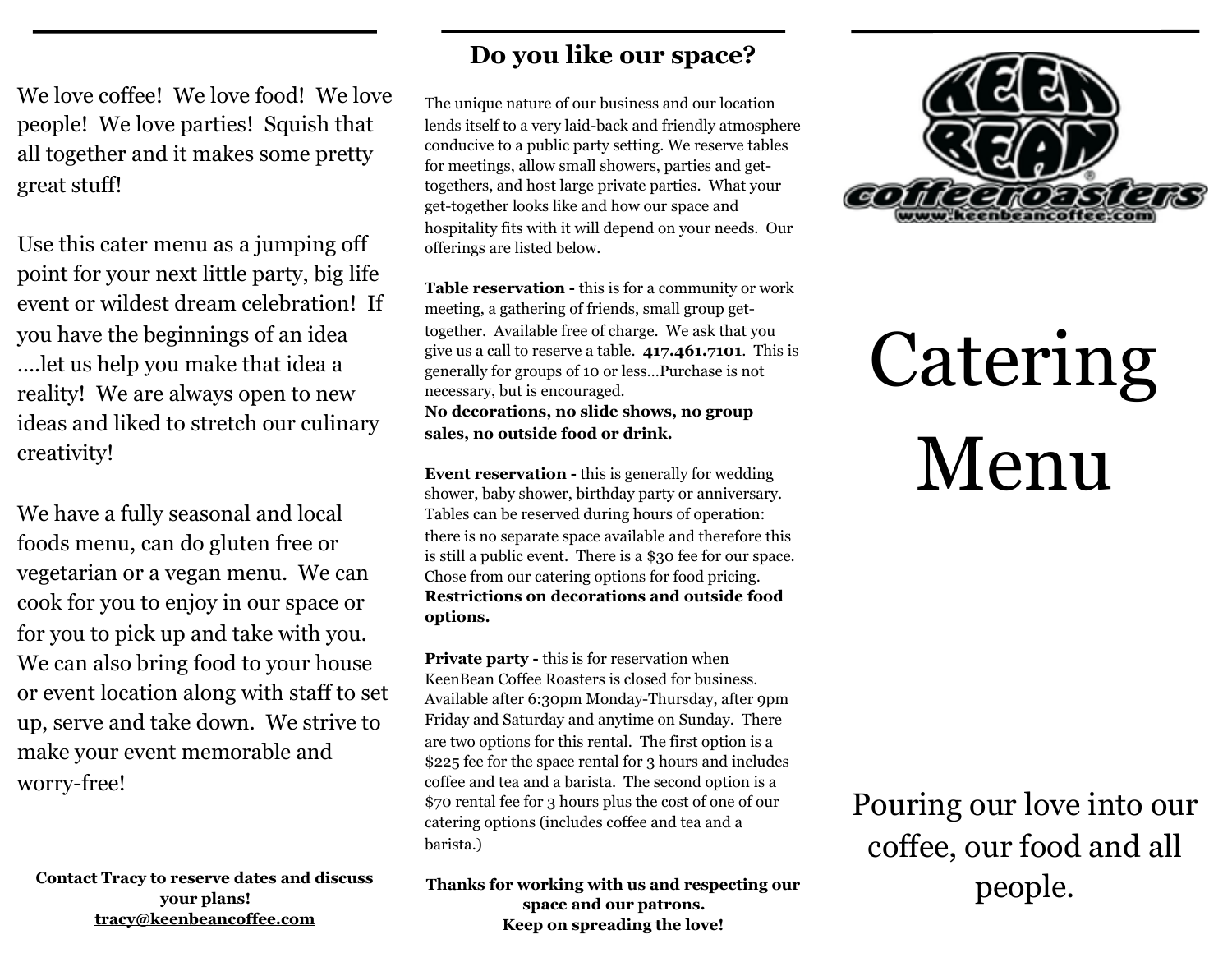We love coffee! We love food! We love people! We love parties! Squish that all together and it makes some pretty great stuff!

Use this cater menu as a jumping off point for your next little party, big life event or wildest dream celebration! If you have the beginnings of an idea ....let us help you make that idea a reality! We are always open to new ideas and liked to stretch our culinary creativity!

We have a fully seasonal and local foods menu, can do gluten free or vegetarian or a vegan menu. We can cook for you to enjoy in our space or for you to pick up and take with you. We can also bring food to your house or event location along with staff to set up, serve and take down. We strive to make your event memorable and worry-free!

**Contact Tracy to reserve dates and discuss your plans!**
**tracy@keenbeancoffee.com**

## Do you like our space?

The unique nature of our business and our location lends itself to a very laid-back and friendly atmosphere conducive to a public party setting. We reserve tables for meetings, allow small showers, parties and get-togethers, and host large private parties. What your get-together looks like and how our space and hospitality fits with it will depend on your needs. Our offerings are listed below.

**Table reservation -** this is for a community or work meeting, a gathering of friends, small group get-together. Available free of charge. We ask that you give us a call to reserve a table. **417.461.7101**. This is generally for groups of 10 or less...Purchase is not necessary, but is encouraged.
**No decorations, no slide shows, no group sales, no outside food or drink.**

**Event reservation -** this is generally for wedding shower, baby shower, birthday party or anniversary. Tables can be reserved during hours of operation: there is no separate space available and therefore this is still a public event. There is a $30 fee for our space. Chose from our catering options for food pricing. **Restrictions on decorations and outside food options.**

**Private party -** this is for reservation when KeenBean Coffee Roasters is closed for business. Available after 6:30pm Monday-Thursday, after 9pm Friday and Saturday and anytime on Sunday. There are two options for this rental. The first option is a $225 fee for the space rental for 3 hours and includes coffee and tea and a barista. The second option is a $70 rental fee for 3 hours plus the cost of one of our catering options (includes coffee and tea and a barista.)

**Thanks for working with us and respecting our space and our patrons.**
**Keep on spreading the love!**

KEEN BEAN coffeeroasters
www.keenbeancoffee.com

# Catering Menu

Pouring our love into our coffee, our food and all people.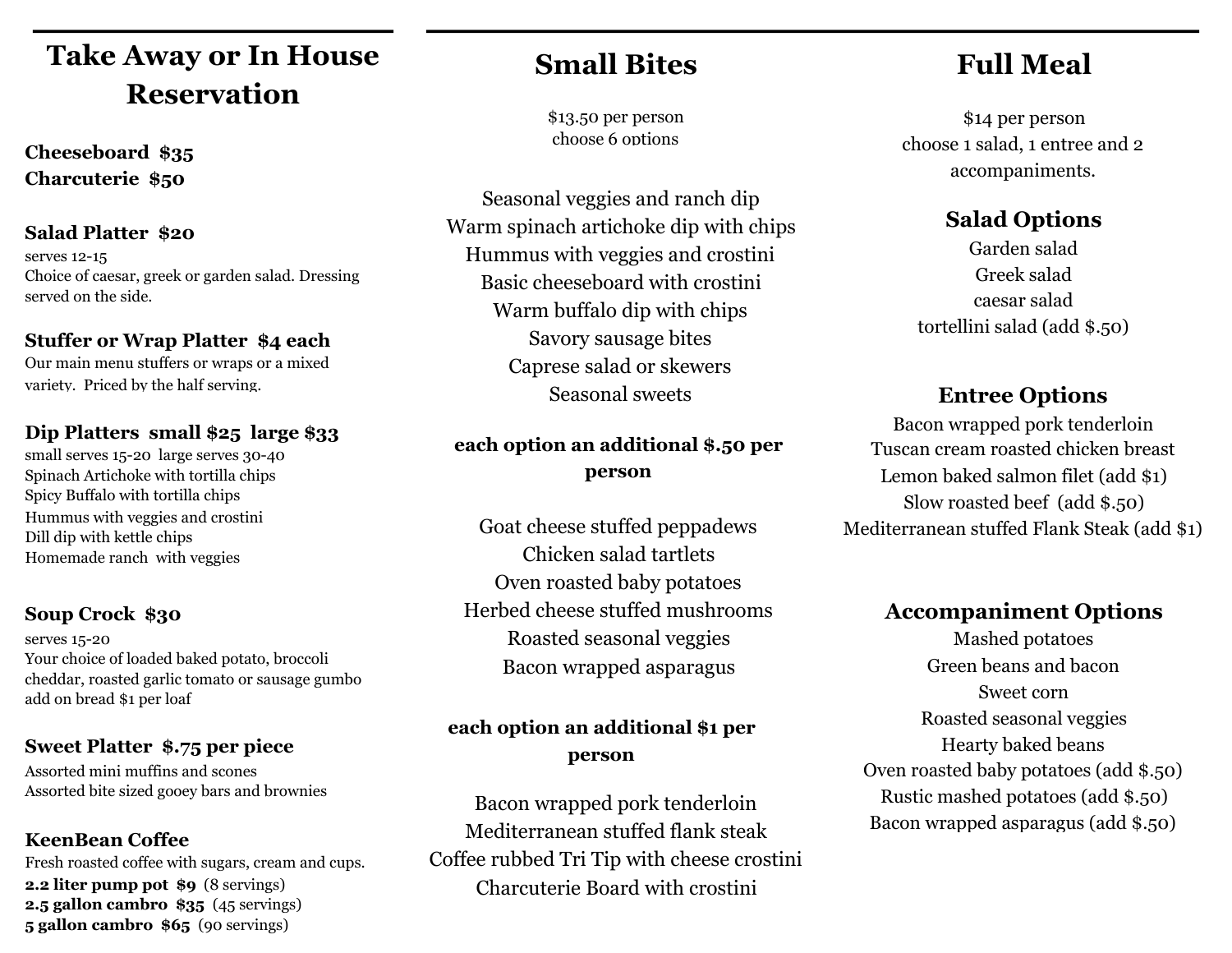## Take Away or In House Reservation

**Cheeseboard $35**
**Charcuterie $50**

**Salad Platter $20**
serves 12-15
Choice of caesar, greek or garden salad. Dressing served on the side.

**Stuffer or Wrap Platter $4 each**
Our main menu stuffers or wraps or a mixed variety. Priced by the half serving.

**Dip Platters small $25 large $33**
small serves 15-20 large serves 30-40
Spinach Artichoke with tortilla chips
Spicy Buffalo with tortilla chips
Hummus with veggies and crostini
Dill dip with kettle chips
Homemade ranch with veggies

**Soup Crock $30**
serves 15-20
Your choice of loaded baked potato, broccoli cheddar, roasted garlic tomato or sausage gumbo
add on bread $1 per loaf

**Sweet Platter $.75 per piece**
Assorted mini muffins and scones
Assorted bite sized gooey bars and brownies

**KeenBean Coffee**
Fresh roasted coffee with sugars, cream and cups.
**2.2 liter pump pot $9** (8 servings)
**2.5 gallon cambro $35** (45 servings)
**5 gallon cambro $65** (90 servings)

## Small Bites

$13.50 per person
choose 6 options

Seasonal veggies and ranch dip
Warm spinach artichoke dip with chips
Hummus with veggies and crostini
Basic cheeseboard with crostini
Warm buffalo dip with chips
Savory sausage bites
Caprese salad or skewers
Seasonal sweets

**each option an additional $.50 per person**

Goat cheese stuffed peppadews
Chicken salad tartlets
Oven roasted baby potatoes
Herbed cheese stuffed mushrooms
Roasted seasonal veggies
Bacon wrapped asparagus

**each option an additional $1 per person**

Bacon wrapped pork tenderloin
Mediterranean stuffed flank steak
Coffee rubbed Tri Tip with cheese crostini
Charcuterie Board with crostini

## Full Meal

$14 per person
choose 1 salad, 1 entree and 2 accompaniments.

### Salad Options

Garden salad
Greek salad
caesar salad
tortellini salad (add $.50)

### Entree Options

Bacon wrapped pork tenderloin
Tuscan cream roasted chicken breast
Lemon baked salmon filet (add $1)
Slow roasted beef (add $.50)
Mediterranean stuffed Flank Steak (add $1)

### Accompaniment Options

Mashed potatoes
Green beans and bacon
Sweet corn
Roasted seasonal veggies
Hearty baked beans
Oven roasted baby potatoes (add $.50)
Rustic mashed potatoes (add $.50)
Bacon wrapped asparagus (add $.50)